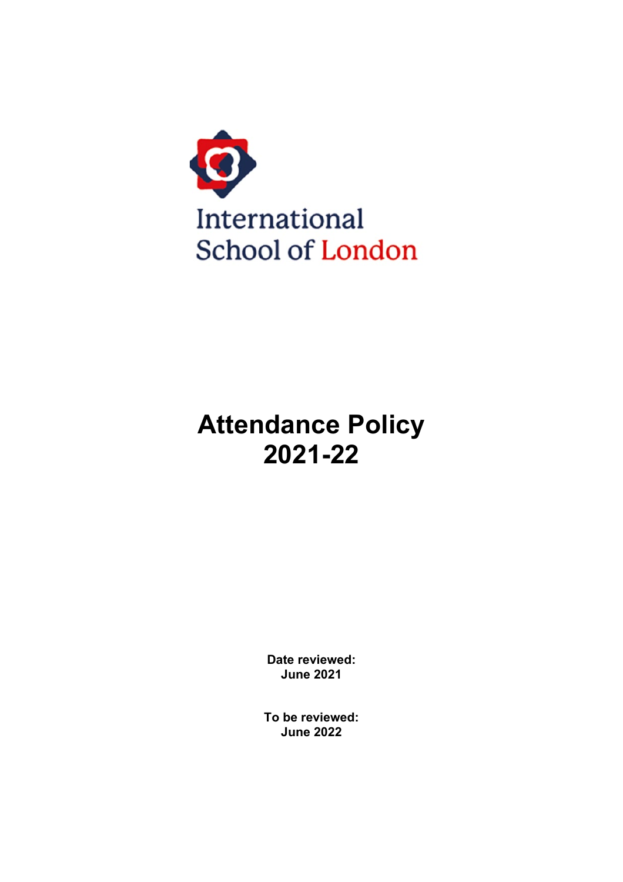International
School of London

# Attendance Policy 2021-22

**Date reviewed:**
**June 2021**

**To be reviewed:**
**June 2022**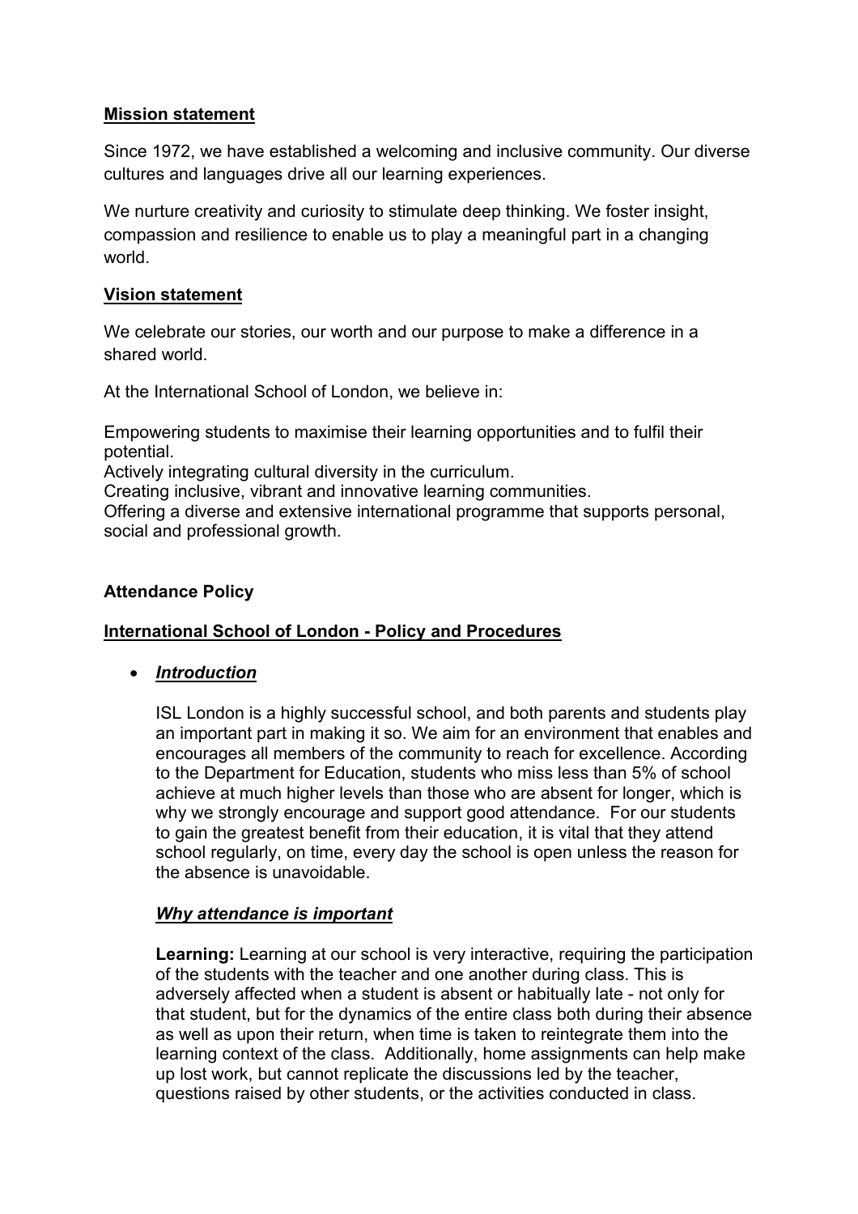## Mission statement

Since 1972, we have established a welcoming and inclusive community. Our diverse cultures and languages drive all our learning experiences.

We nurture creativity and curiosity to stimulate deep thinking. We foster insight, compassion and resilience to enable us to play a meaningful part in a changing world.

## Vision statement

We celebrate our stories, our worth and our purpose to make a difference in a shared world.

At the International School of London, we believe in:

Empowering students to maximise their learning opportunities and to fulfil their potential.
Actively integrating cultural diversity in the curriculum.
Creating inclusive, vibrant and innovative learning communities.
Offering a diverse and extensive international programme that supports personal, social and professional growth.

# Attendance Policy

## International School of London - Policy and Procedures

- ***Introduction***

  ISL London is a highly successful school, and both parents and students play an important part in making it so. We aim for an environment that enables and encourages all members of the community to reach for excellence. According to the Department for Education, students who miss less than 5% of school achieve at much higher levels than those who are absent for longer, which is why we strongly encourage and support good attendance. For our students to gain the greatest benefit from their education, it is vital that they attend school regularly, on time, every day the school is open unless the reason for the absence is unavoidable.

  ***Why attendance is important***

  **Learning:** Learning at our school is very interactive, requiring the participation of the students with the teacher and one another during class. This is adversely affected when a student is absent or habitually late - not only for that student, but for the dynamics of the entire class both during their absence as well as upon their return, when time is taken to reintegrate them into the learning context of the class. Additionally, home assignments can help make up lost work, but cannot replicate the discussions led by the teacher, questions raised by other students, or the activities conducted in class.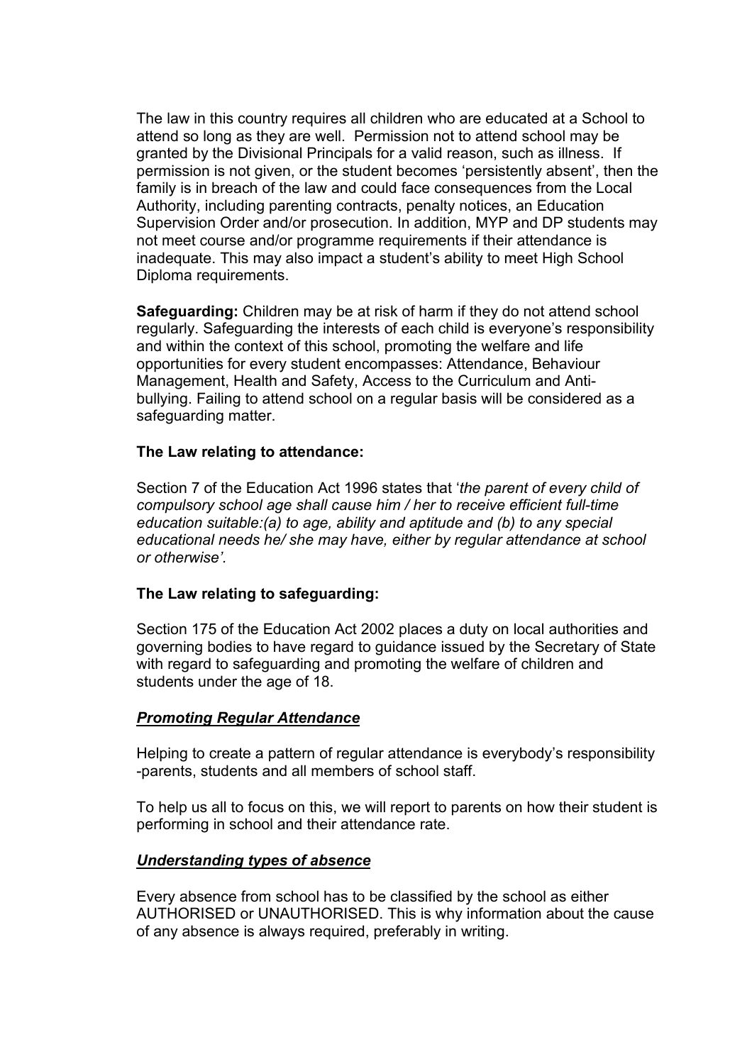The law in this country requires all children who are educated at a School to attend so long as they are well. Permission not to attend school may be granted by the Divisional Principals for a valid reason, such as illness. If permission is not given, or the student becomes 'persistently absent', then the family is in breach of the law and could face consequences from the Local Authority, including parenting contracts, penalty notices, an Education Supervision Order and/or prosecution. In addition, MYP and DP students may not meet course and/or programme requirements if their attendance is inadequate. This may also impact a student's ability to meet High School Diploma requirements.

**Safeguarding:** Children may be at risk of harm if they do not attend school regularly. Safeguarding the interests of each child is everyone's responsibility and within the context of this school, promoting the welfare and life opportunities for every student encompasses: Attendance, Behaviour Management, Health and Safety, Access to the Curriculum and Anti-bullying. Failing to attend school on a regular basis will be considered as a safeguarding matter.

**The Law relating to attendance:**

Section 7 of the Education Act 1996 states that '*the parent of every child of compulsory school age shall cause him / her to receive efficient full-time education suitable:(a) to age, ability and aptitude and (b) to any special educational needs he/ she may have, either by regular attendance at school or otherwise'.*

**The Law relating to safeguarding:**

Section 175 of the Education Act 2002 places a duty on local authorities and governing bodies to have regard to guidance issued by the Secretary of State with regard to safeguarding and promoting the welfare of children and students under the age of 18.

***<u>Promoting Regular Attendance</u>***

Helping to create a pattern of regular attendance is everybody's responsibility -parents, students and all members of school staff.

To help us all to focus on this, we will report to parents on how their student is performing in school and their attendance rate.

***<u>Understanding types of absence</u>***

Every absence from school has to be classified by the school as either AUTHORISED or UNAUTHORISED. This is why information about the cause of any absence is always required, preferably in writing.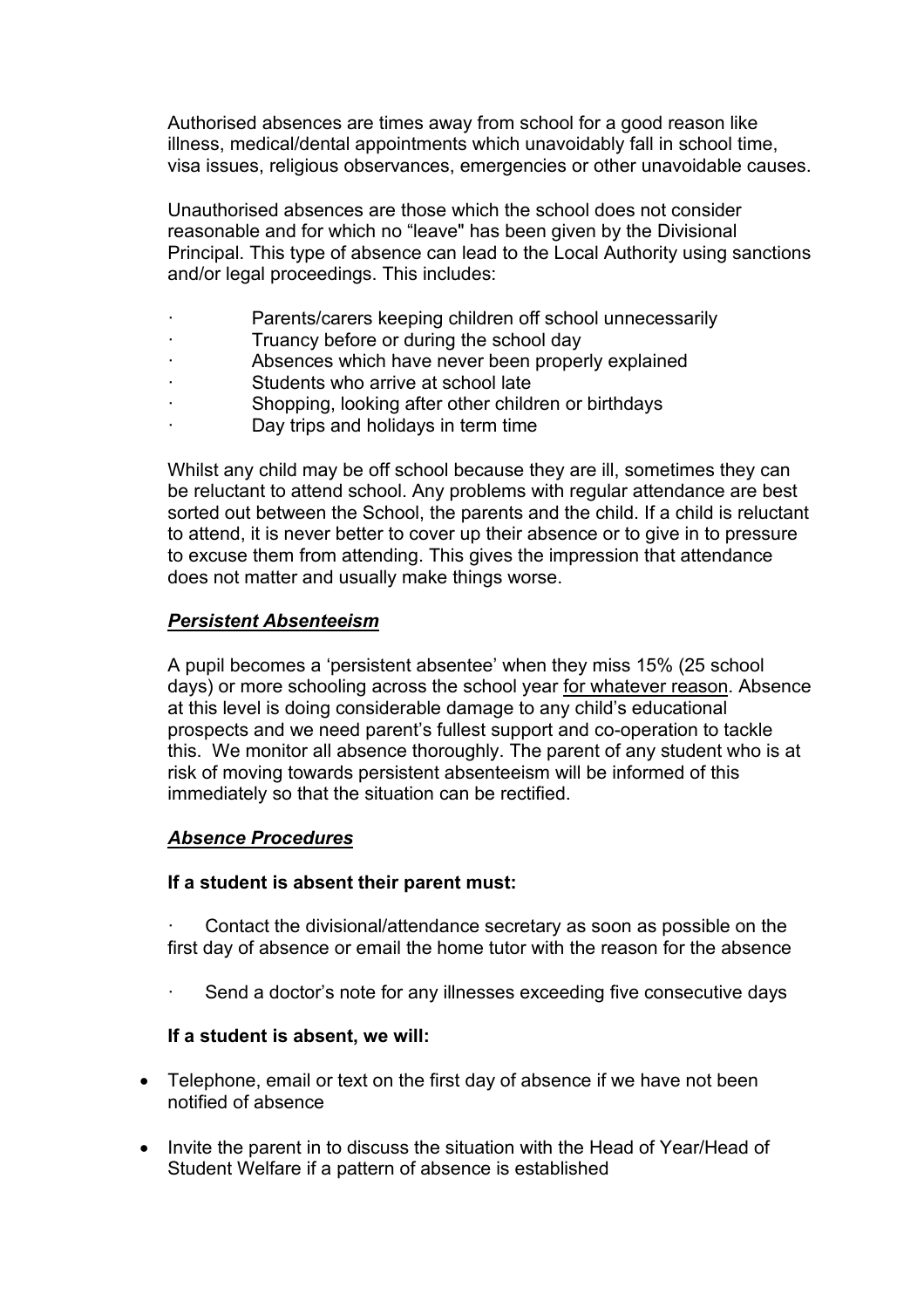Authorised absences are times away from school for a good reason like illness, medical/dental appointments which unavoidably fall in school time, visa issues, religious observances, emergencies or other unavoidable causes.

Unauthorised absences are those which the school does not consider reasonable and for which no "leave" has been given by the Divisional Principal. This type of absence can lead to the Local Authority using sanctions and/or legal proceedings. This includes:

- Parents/carers keeping children off school unnecessarily
- Truancy before or during the school day
- Absences which have never been properly explained
- Students who arrive at school late
- Shopping, looking after other children or birthdays
- Day trips and holidays in term time

Whilst any child may be off school because they are ill, sometimes they can be reluctant to attend school. Any problems with regular attendance are best sorted out between the School, the parents and the child. If a child is reluctant to attend, it is never better to cover up their absence or to give in to pressure to excuse them from attending. This gives the impression that attendance does not matter and usually make things worse.

### ***Persistent Absenteeism***

A pupil becomes a 'persistent absentee' when they miss 15% (25 school days) or more schooling across the school year <u>for whatever reason</u>. Absence at this level is doing considerable damage to any child's educational prospects and we need parent's fullest support and co-operation to tackle this. We monitor all absence thoroughly. The parent of any student who is at risk of moving towards persistent absenteeism will be informed of this immediately so that the situation can be rectified.

### ***Absence Procedures***

**If a student is absent their parent must:**

- Contact the divisional/attendance secretary as soon as possible on the first day of absence or email the home tutor with the reason for the absence

- Send a doctor's note for any illnesses exceeding five consecutive days

**If a student is absent, we will:**

- Telephone, email or text on the first day of absence if we have not been notified of absence

- Invite the parent in to discuss the situation with the Head of Year/Head of Student Welfare if a pattern of absence is established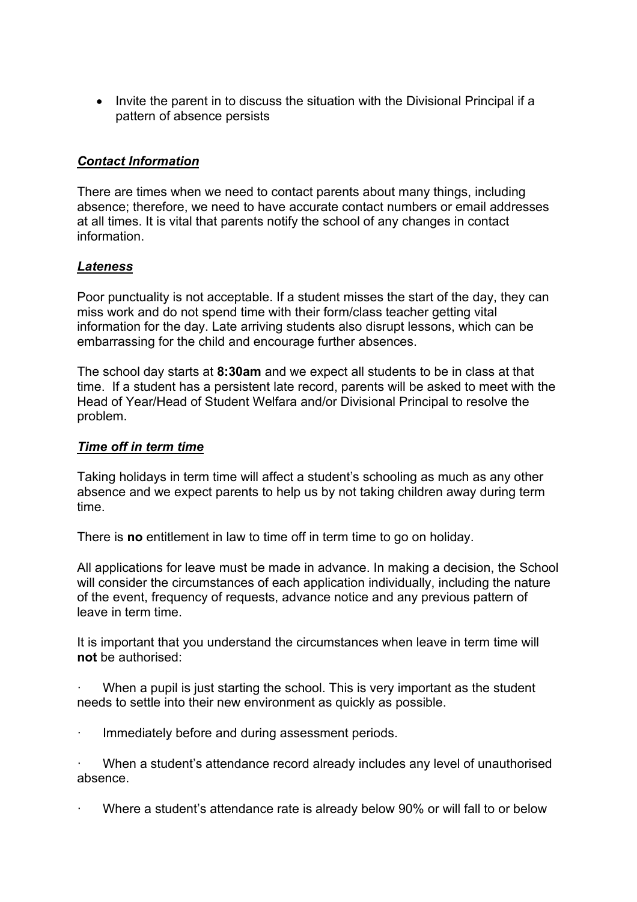- Invite the parent in to discuss the situation with the Divisional Principal if a pattern of absence persists

***Contact Information***

There are times when we need to contact parents about many things, including absence; therefore, we need to have accurate contact numbers or email addresses at all times. It is vital that parents notify the school of any changes in contact information.

***Lateness***

Poor punctuality is not acceptable. If a student misses the start of the day, they can miss work and do not spend time with their form/class teacher getting vital information for the day. Late arriving students also disrupt lessons, which can be embarrassing for the child and encourage further absences.

The school day starts at **8:30am** and we expect all students to be in class at that time. If a student has a persistent late record, parents will be asked to meet with the Head of Year/Head of Student Welfara and/or Divisional Principal to resolve the problem.

***Time off in term time***

Taking holidays in term time will affect a student's schooling as much as any other absence and we expect parents to help us by not taking children away during term time.

There is **no** entitlement in law to time off in term time to go on holiday.

All applications for leave must be made in advance. In making a decision, the School will consider the circumstances of each application individually, including the nature of the event, frequency of requests, advance notice and any previous pattern of leave in term time.

It is important that you understand the circumstances when leave in term time will **not** be authorised:

- When a pupil is just starting the school. This is very important as the student needs to settle into their new environment as quickly as possible.
- Immediately before and during assessment periods.
- When a student's attendance record already includes any level of unauthorised absence.
- Where a student's attendance rate is already below 90% or will fall to or below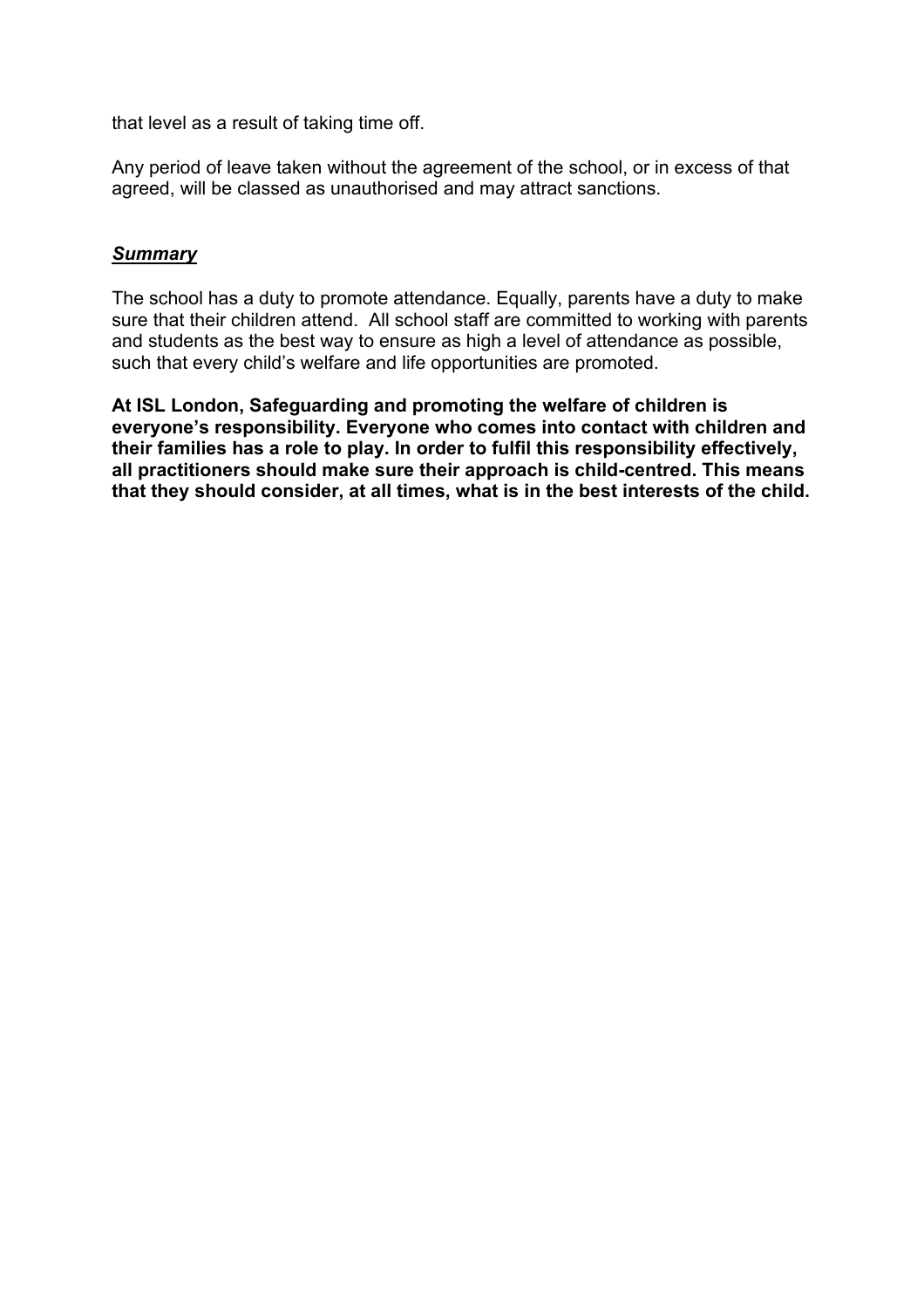that level as a result of taking time off.

Any period of leave taken without the agreement of the school, or in excess of that agreed, will be classed as unauthorised and may attract sanctions.

***Summary***

The school has a duty to promote attendance. Equally, parents have a duty to make sure that their children attend. All school staff are committed to working with parents and students as the best way to ensure as high a level of attendance as possible, such that every child's welfare and life opportunities are promoted.

**At ISL London, Safeguarding and promoting the welfare of children is everyone's responsibility. Everyone who comes into contact with children and their families has a role to play. In order to fulfil this responsibility effectively, all practitioners should make sure their approach is child-centred. This means that they should consider, at all times, what is in the best interests of the child.**